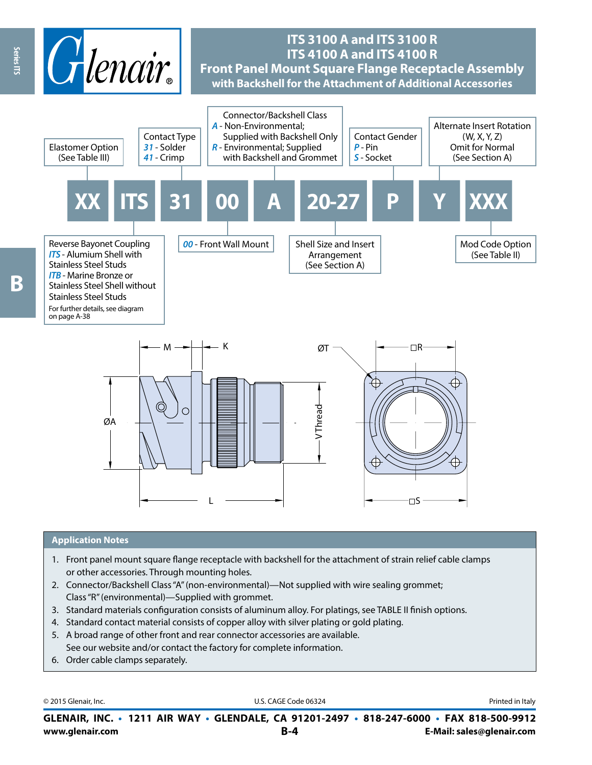# ITS 3100 A and ITS 3100 R
# ITS 4100 A and ITS 4100 R
## Front Panel Mount Square Flange Receptacle Assembly
### with Backshell for the Attachment of Additional Accessories

| XX | ITS | 31 | 00 | A | 20-27 | P | Y | XXX |
|---|---|---|---|---|---|---|---|---|

- **Elastomer Option** (See Table III)
- **Reverse Bayonet Coupling**
  - *ITS* - Alumium Shell with Stainless Steel Studs
  - *ITB* - Marine Bronze or Stainless Steel Shell without Stainless Steel Studs
  - For further details, see diagram on page A-38
- **Contact Type**
  - *31* - Solder
  - *41* - Crimp
- *00* - Front Wall Mount
- **Connector/Backshell Class**
  - *A* - Non-Environmental; Supplied with Backshell Only
  - *R* - Environmental; Supplied with Backshell and Grommet
- **Shell Size and Insert Arrangement** (See Section A)
- **Contact Gender**
  - *P* - Pin
  - *S* - Socket
- **Alternate Insert Rotation** (W, X, Y, Z) Omit for Normal (See Section A)
- **Mod Code Option** (See Table II)

M, K, ØA, L, V Thread, ØT, □R, □S

## Application Notes

1. Front panel mount square flange receptacle with backshell for the attachment of strain relief cable clamps or other accessories. Through mounting holes.
2. Connector/Backshell Class "A" (non-environmental)—Not supplied with wire sealing grommet; Class "R" (environmental)—Supplied with grommet.
3. Standard materials configuration consists of aluminum alloy. For platings, see TABLE II finish options.
4. Standard contact material consists of copper alloy with silver plating or gold plating.
5. A broad range of other front and rear connector accessories are available. See our website and/or contact the factory for complete information.
6. Order cable clamps separately.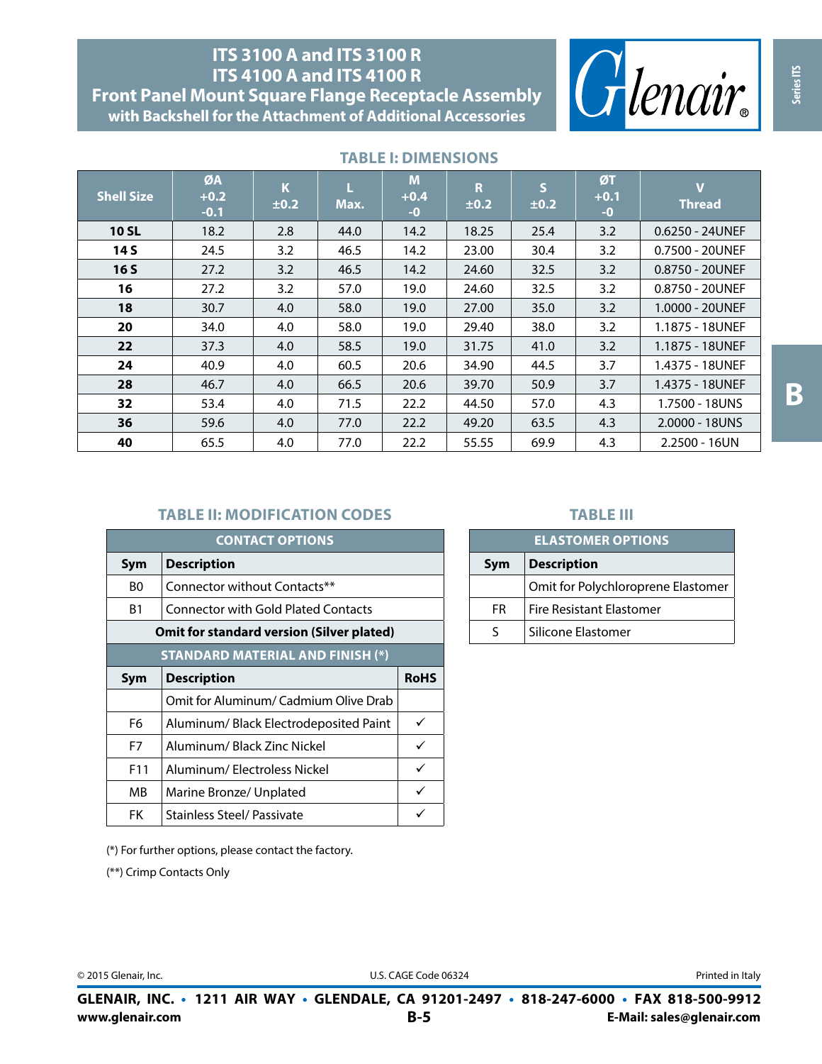# ITS 3100 A and ITS 3100 R
# ITS 4100 A and ITS 4100 R
# Front Panel Mount Square Flange Receptacle Assembly
## with Backshell for the Attachment of Additional Accessories

### TABLE I: DIMENSIONS

| Shell Size | ØA +0.2 -0.1 | K ±0.2 | L Max. | M +0.4 -0 | R ±0.2 | S ±0.2 | ØT +0.1 -0 | V Thread |
|---|---|---|---|---|---|---|---|---|
| **10 SL** | 18.2 | 2.8 | 44.0 | 14.2 | 18.25 | 25.4 | 3.2 | 0.6250 - 24UNEF |
| **14 S** | 24.5 | 3.2 | 46.5 | 14.2 | 23.00 | 30.4 | 3.2 | 0.7500 - 20UNEF |
| **16 S** | 27.2 | 3.2 | 46.5 | 14.2 | 24.60 | 32.5 | 3.2 | 0.8750 - 20UNEF |
| **16** | 27.2 | 3.2 | 57.0 | 19.0 | 24.60 | 32.5 | 3.2 | 0.8750 - 20UNEF |
| **18** | 30.7 | 4.0 | 58.0 | 19.0 | 27.00 | 35.0 | 3.2 | 1.0000 - 20UNEF |
| **20** | 34.0 | 4.0 | 58.0 | 19.0 | 29.40 | 38.0 | 3.2 | 1.1875 - 18UNEF |
| **22** | 37.3 | 4.0 | 58.5 | 19.0 | 31.75 | 41.0 | 3.2 | 1.1875 - 18UNEF |
| **24** | 40.9 | 4.0 | 60.5 | 20.6 | 34.90 | 44.5 | 3.7 | 1.4375 - 18UNEF |
| **28** | 46.7 | 4.0 | 66.5 | 20.6 | 39.70 | 50.9 | 3.7 | 1.4375 - 18UNEF |
| **32** | 53.4 | 4.0 | 71.5 | 22.2 | 44.50 | 57.0 | 4.3 | 1.7500 - 18UNS |
| **36** | 59.6 | 4.0 | 77.0 | 22.2 | 49.20 | 63.5 | 4.3 | 2.0000 - 18UNS |
| **40** | 65.5 | 4.0 | 77.0 | 22.2 | 55.55 | 69.9 | 4.3 | 2.2500 - 16UN |

### TABLE II: MODIFICATION CODES

| CONTACT OPTIONS | | |
|---|---|---|
| **Sym** | **Description** | |
| B0 | Connector without Contacts** | |
| B1 | Connector with Gold Plated Contacts | |
| **Omit for standard version (Silver plated)** | | |
| **STANDARD MATERIAL AND FINISH (*)** | | |
| **Sym** | **Description** | **RoHS** |
| | Omit for Aluminum/ Cadmium Olive Drab | |
| F6 | Aluminum/ Black Electrodeposited Paint | ✓ |
| F7 | Aluminum/ Black Zinc Nickel | ✓ |
| F11 | Aluminum/ Electroless Nickel | ✓ |
| MB | Marine Bronze/ Unplated | ✓ |
| FK | Stainless Steel/ Passivate | ✓ |

(*) For further options, please contact the factory.

(**) Crimp Contacts Only

### TABLE III

| ELASTOMER OPTIONS | |
|---|---|
| **Sym** | **Description** |
| | Omit for Polychloroprene Elastomer |
| FR | Fire Resistant Elastomer |
| S | Silicone Elastomer |

© 2015 Glenair, Inc. U.S. CAGE Code 06324 Printed in Italy

**GLENAIR, INC. • 1211 AIR WAY • GLENDALE, CA 91201-2497 • 818-247-6000 • FAX 818-500-9912**
**www.glenair.com** **E-Mail: sales@glenair.com**